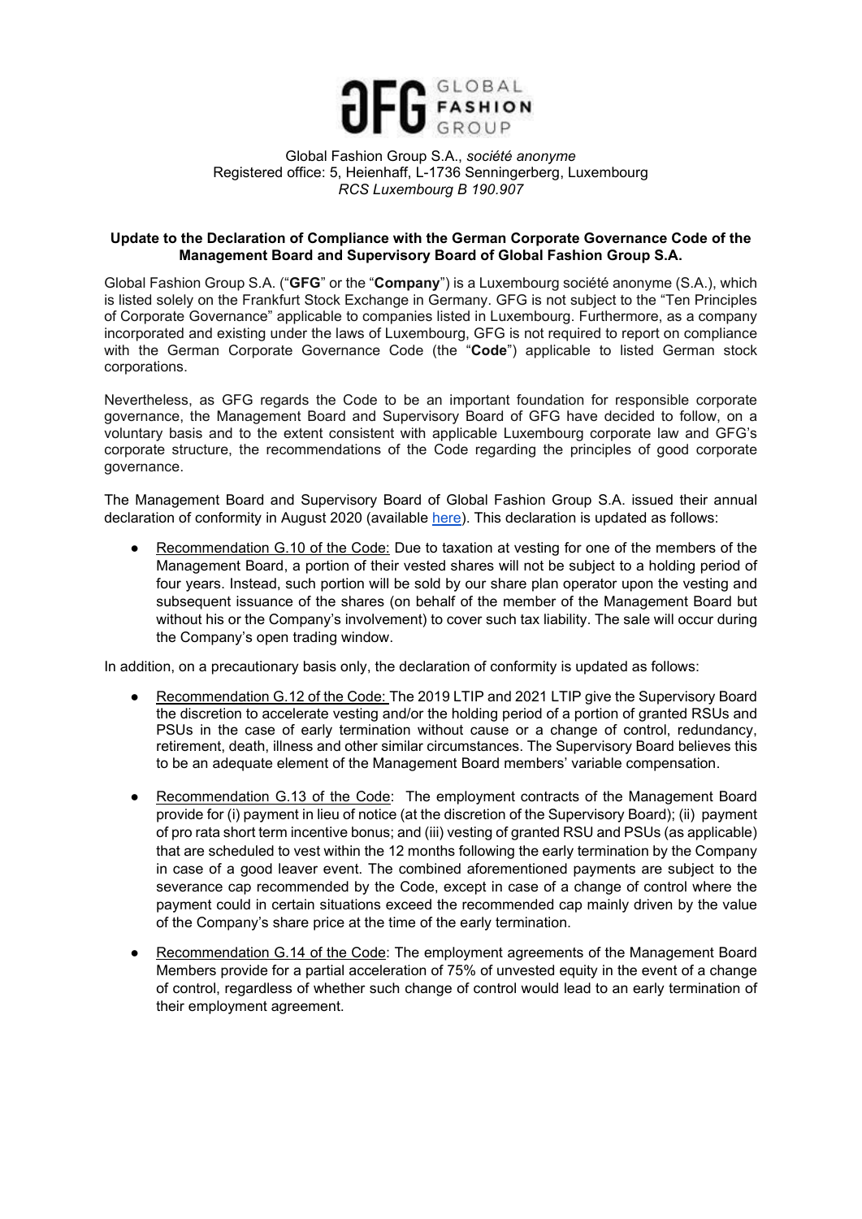Global Fashion Group S.A., *société anonyme*
Registered office: 5, Heienhaff, L-1736 Senningerberg, Luxembourg
*RCS Luxembourg B 190.907*

**Update to the Declaration of Compliance with the German Corporate Governance Code of the Management Board and Supervisory Board of Global Fashion Group S.A.**

Global Fashion Group S.A. ("**GFG**" or the "**Company**") is a Luxembourg société anonyme (S.A.), which is listed solely on the Frankfurt Stock Exchange in Germany. GFG is not subject to the "Ten Principles of Corporate Governance" applicable to companies listed in Luxembourg. Furthermore, as a company incorporated and existing under the laws of Luxembourg, GFG is not required to report on compliance with the German Corporate Governance Code (the "**Code**") applicable to listed German stock corporations.

Nevertheless, as GFG regards the Code to be an important foundation for responsible corporate governance, the Management Board and Supervisory Board of GFG have decided to follow, on a voluntary basis and to the extent consistent with applicable Luxembourg corporate law and GFG's corporate structure, the recommendations of the Code regarding the principles of good corporate governance.

The Management Board and Supervisory Board of Global Fashion Group S.A. issued their annual declaration of conformity in August 2020 (available here). This declaration is updated as follows:

- Recommendation G.10 of the Code: Due to taxation at vesting for one of the members of the Management Board, a portion of their vested shares will not be subject to a holding period of four years. Instead, such portion will be sold by our share plan operator upon the vesting and subsequent issuance of the shares (on behalf of the member of the Management Board but without his or the Company's involvement) to cover such tax liability. The sale will occur during the Company's open trading window.

In addition, on a precautionary basis only, the declaration of conformity is updated as follows:

- Recommendation G.12 of the Code: The 2019 LTIP and 2021 LTIP give the Supervisory Board the discretion to accelerate vesting and/or the holding period of a portion of granted RSUs and PSUs in the case of early termination without cause or a change of control, redundancy, retirement, death, illness and other similar circumstances. The Supervisory Board believes this to be an adequate element of the Management Board members' variable compensation.

- Recommendation G.13 of the Code: The employment contracts of the Management Board provide for (i) payment in lieu of notice (at the discretion of the Supervisory Board); (ii) payment of pro rata short term incentive bonus; and (iii) vesting of granted RSU and PSUs (as applicable) that are scheduled to vest within the 12 months following the early termination by the Company in case of a good leaver event. The combined aforementioned payments are subject to the severance cap recommended by the Code, except in case of a change of control where the payment could in certain situations exceed the recommended cap mainly driven by the value of the Company's share price at the time of the early termination.

- Recommendation G.14 of the Code: The employment agreements of the Management Board Members provide for a partial acceleration of 75% of unvested equity in the event of a change of control, regardless of whether such change of control would lead to an early termination of their employment agreement.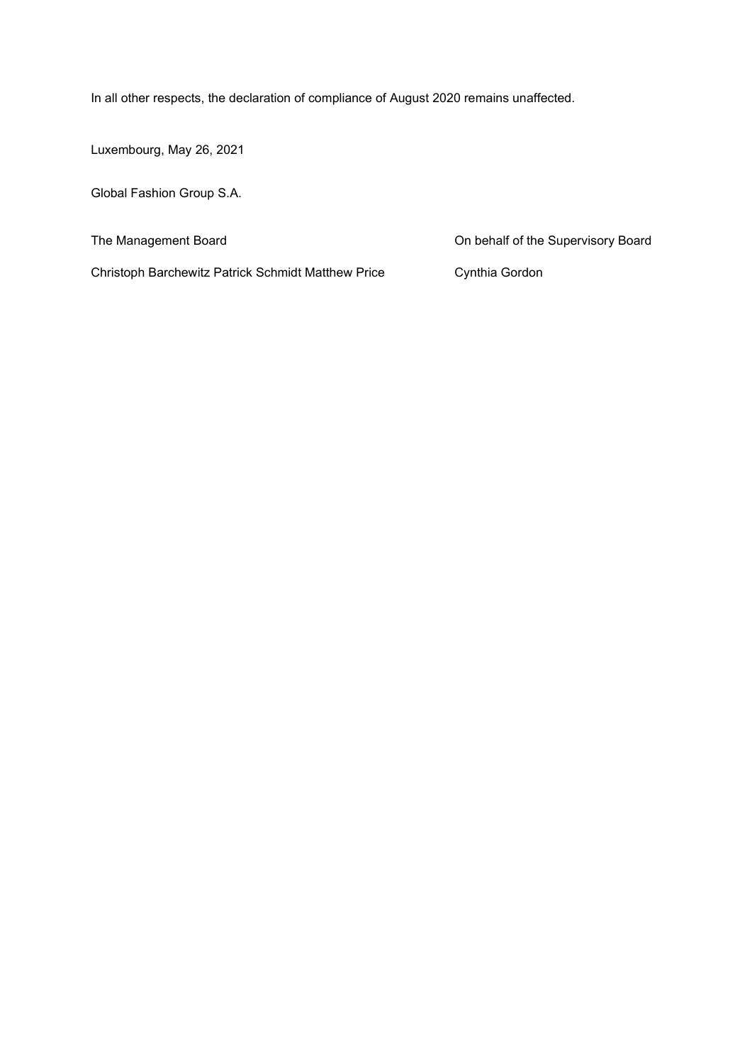In all other respects, the declaration of compliance of August 2020 remains unaffected.

Luxembourg, May 26, 2021

Global Fashion Group S.A.

The Management Board

Christoph Barchewitz Patrick Schmidt Matthew Price

On behalf of the Supervisory Board

Cynthia Gordon